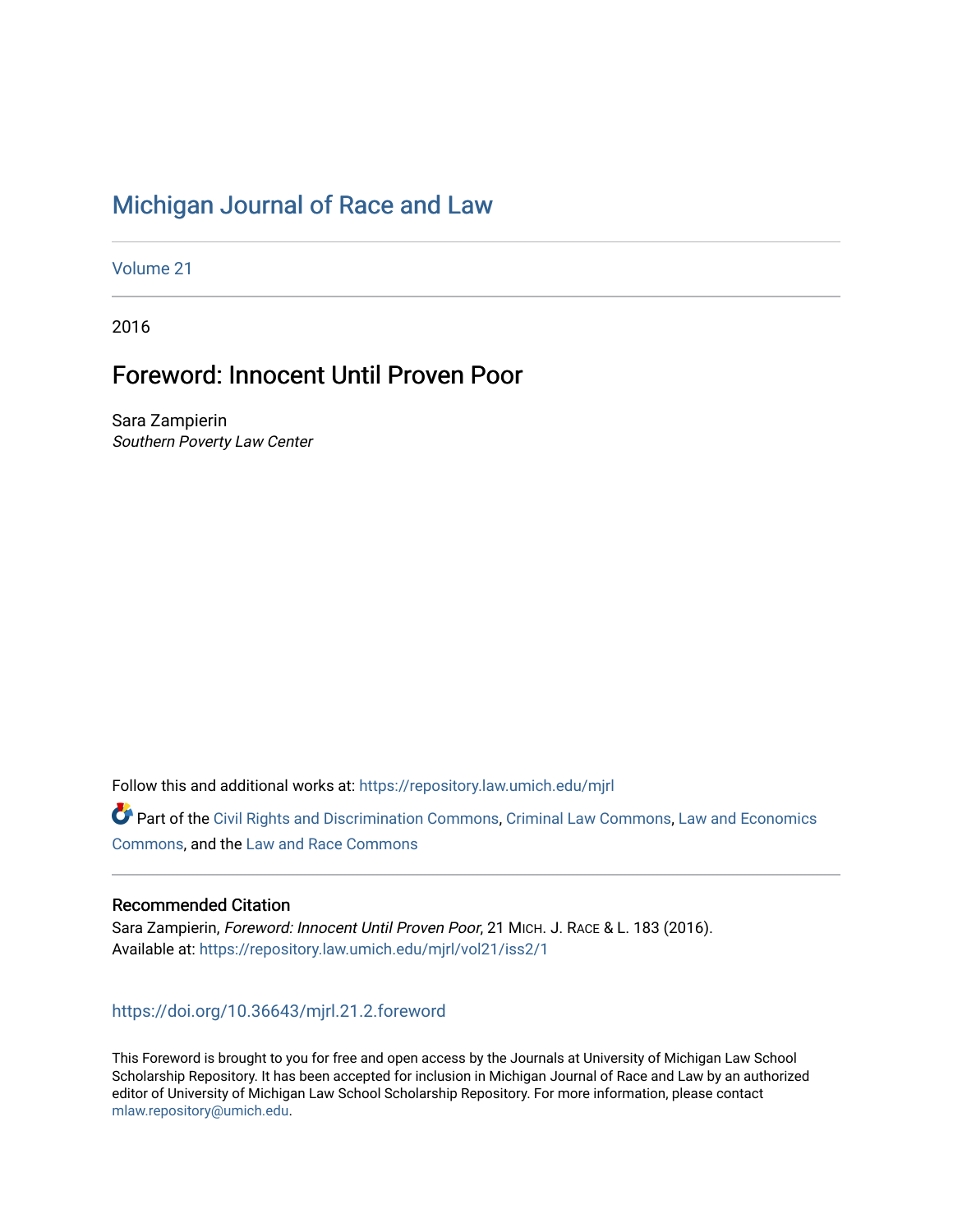# Michigan Journal of Race and Law

Volume 21

2016

## Foreword: Innocent Until Proven Poor

Sara Zampierin
*Southern Poverty Law Center*

Follow this and additional works at: https://repository.law.umich.edu/mjrl

Part of the Civil Rights and Discrimination Commons, Criminal Law Commons, Law and Economics Commons, and the Law and Race Commons

### Recommended Citation

Sara Zampierin, *Foreword: Innocent Until Proven Poor*, 21 MICH. J. RACE & L. 183 (2016).
Available at: https://repository.law.umich.edu/mjrl/vol21/iss2/1

https://doi.org/10.36643/mjrl.21.2.foreword

This Foreword is brought to you for free and open access by the Journals at University of Michigan Law School Scholarship Repository. It has been accepted for inclusion in Michigan Journal of Race and Law by an authorized editor of University of Michigan Law School Scholarship Repository. For more information, please contact mlaw.repository@umich.edu.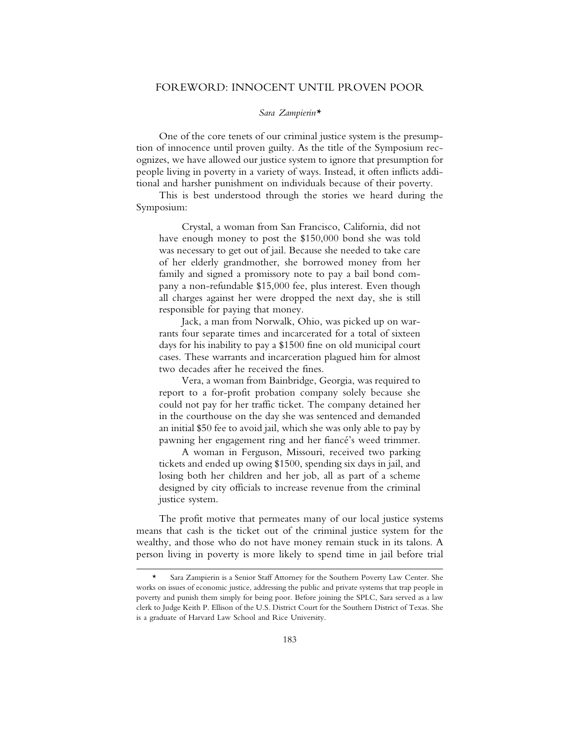# FOREWORD: INNOCENT UNTIL PROVEN POOR

*Sara Zampierin*\*

One of the core tenets of our criminal justice system is the presumption of innocence until proven guilty. As the title of the Symposium recognizes, we have allowed our justice system to ignore that presumption for people living in poverty in a variety of ways. Instead, it often inflicts additional and harsher punishment on individuals because of their poverty.

This is best understood through the stories we heard during the Symposium:

> Crystal, a woman from San Francisco, California, did not have enough money to post the $150,000 bond she was told was necessary to get out of jail. Because she needed to take care of her elderly grandmother, she borrowed money from her family and signed a promissory note to pay a bail bond company a non-refundable $15,000 fee, plus interest. Even though all charges against her were dropped the next day, she is still responsible for paying that money.
>
> Jack, a man from Norwalk, Ohio, was picked up on warrants four separate times and incarcerated for a total of sixteen days for his inability to pay a $1500 fine on old municipal court cases. These warrants and incarceration plagued him for almost two decades after he received the fines.
>
> Vera, a woman from Bainbridge, Georgia, was required to report to a for-profit probation company solely because she could not pay for her traffic ticket. The company detained her in the courthouse on the day she was sentenced and demanded an initial $50 fee to avoid jail, which she was only able to pay by pawning her engagement ring and her fiancé's weed trimmer.
>
> A woman in Ferguson, Missouri, received two parking tickets and ended up owing $1500, spending six days in jail, and losing both her children and her job, all as part of a scheme designed by city officials to increase revenue from the criminal justice system.

The profit motive that permeates many of our local justice systems means that cash is the ticket out of the criminal justice system for the wealthy, and those who do not have money remain stuck in its talons. A person living in poverty is more likely to spend time in jail before trial

---

\* Sara Zampierin is a Senior Staff Attorney for the Southern Poverty Law Center. She works on issues of economic justice, addressing the public and private systems that trap people in poverty and punish them simply for being poor. Before joining the SPLC, Sara served as a law clerk to Judge Keith P. Ellison of the U.S. District Court for the Southern District of Texas. She is a graduate of Harvard Law School and Rice University.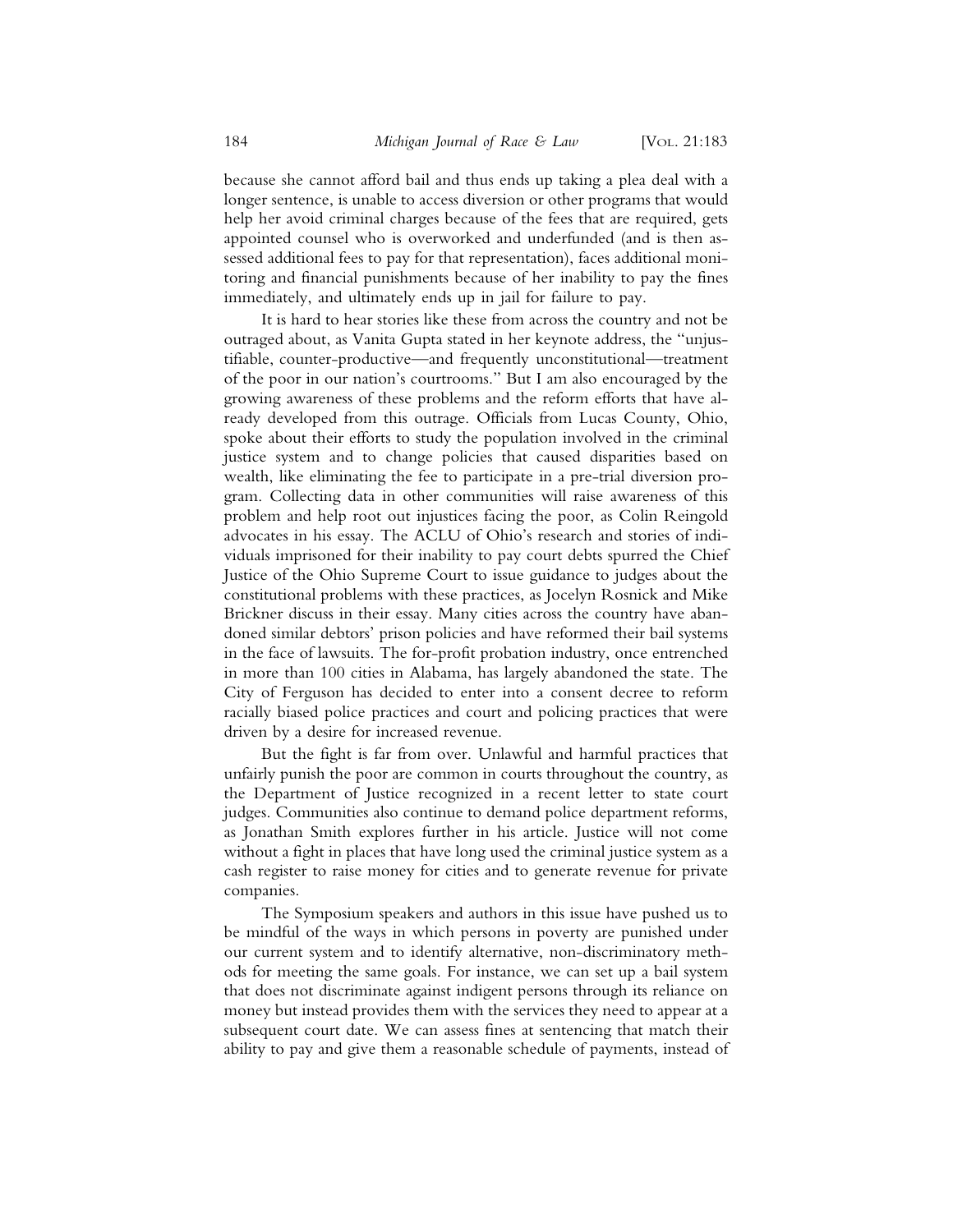because she cannot afford bail and thus ends up taking a plea deal with a longer sentence, is unable to access diversion or other programs that would help her avoid criminal charges because of the fees that are required, gets appointed counsel who is overworked and underfunded (and is then assessed additional fees to pay for that representation), faces additional monitoring and financial punishments because of her inability to pay the fines immediately, and ultimately ends up in jail for failure to pay.

It is hard to hear stories like these from across the country and not be outraged about, as Vanita Gupta stated in her keynote address, the "unjustifiable, counter-productive—and frequently unconstitutional—treatment of the poor in our nation's courtrooms." But I am also encouraged by the growing awareness of these problems and the reform efforts that have already developed from this outrage. Officials from Lucas County, Ohio, spoke about their efforts to study the population involved in the criminal justice system and to change policies that caused disparities based on wealth, like eliminating the fee to participate in a pre-trial diversion program. Collecting data in other communities will raise awareness of this problem and help root out injustices facing the poor, as Colin Reingold advocates in his essay. The ACLU of Ohio's research and stories of individuals imprisoned for their inability to pay court debts spurred the Chief Justice of the Ohio Supreme Court to issue guidance to judges about the constitutional problems with these practices, as Jocelyn Rosnick and Mike Brickner discuss in their essay. Many cities across the country have abandoned similar debtors' prison policies and have reformed their bail systems in the face of lawsuits. The for-profit probation industry, once entrenched in more than 100 cities in Alabama, has largely abandoned the state. The City of Ferguson has decided to enter into a consent decree to reform racially biased police practices and court and policing practices that were driven by a desire for increased revenue.

But the fight is far from over. Unlawful and harmful practices that unfairly punish the poor are common in courts throughout the country, as the Department of Justice recognized in a recent letter to state court judges. Communities also continue to demand police department reforms, as Jonathan Smith explores further in his article. Justice will not come without a fight in places that have long used the criminal justice system as a cash register to raise money for cities and to generate revenue for private companies.

The Symposium speakers and authors in this issue have pushed us to be mindful of the ways in which persons in poverty are punished under our current system and to identify alternative, non-discriminatory methods for meeting the same goals. For instance, we can set up a bail system that does not discriminate against indigent persons through its reliance on money but instead provides them with the services they need to appear at a subsequent court date. We can assess fines at sentencing that match their ability to pay and give them a reasonable schedule of payments, instead of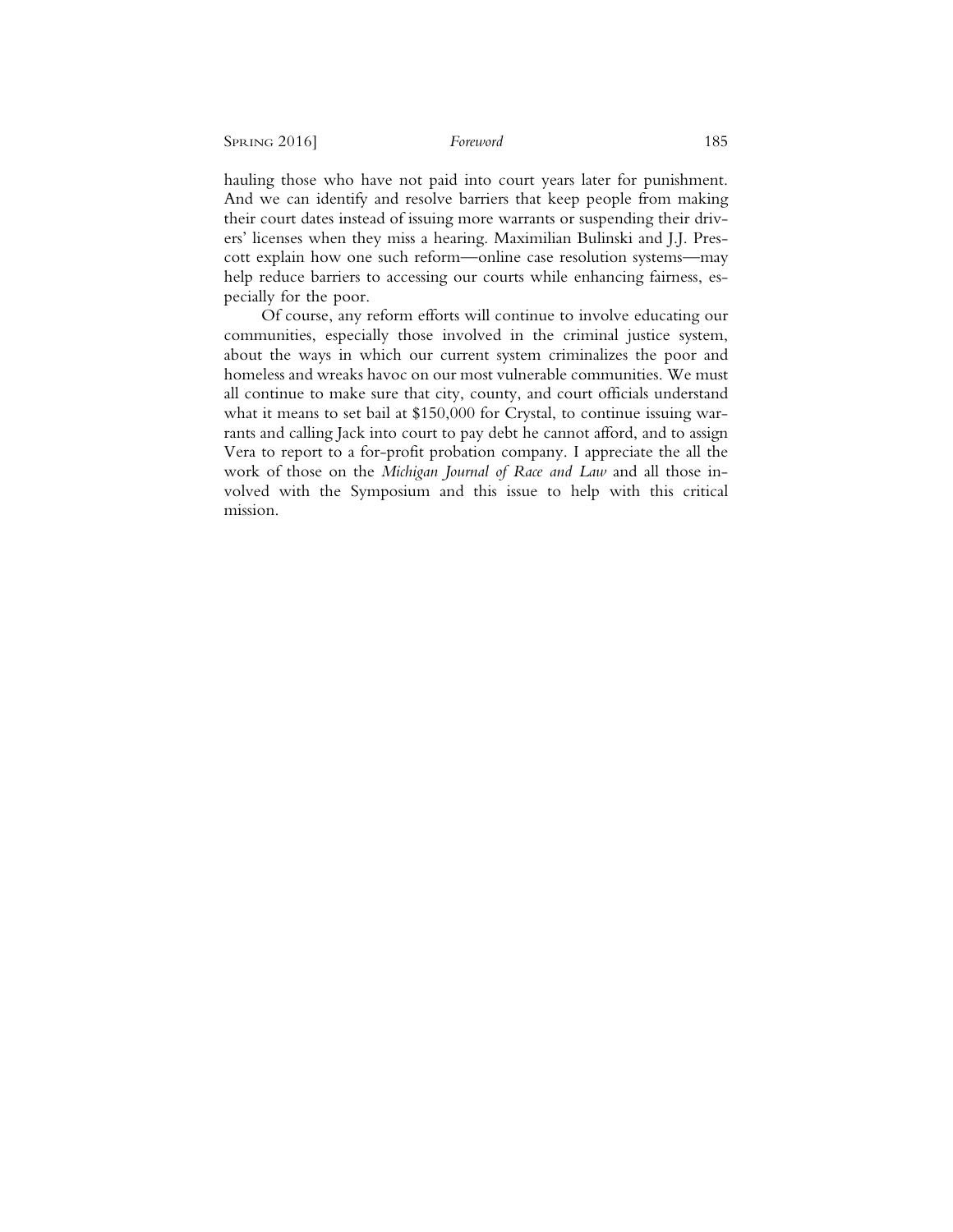hauling those who have not paid into court years later for punishment. And we can identify and resolve barriers that keep people from making their court dates instead of issuing more warrants or suspending their drivers' licenses when they miss a hearing. Maximilian Bulinski and J.J. Prescott explain how one such reform—online case resolution systems—may help reduce barriers to accessing our courts while enhancing fairness, especially for the poor.

Of course, any reform efforts will continue to involve educating our communities, especially those involved in the criminal justice system, about the ways in which our current system criminalizes the poor and homeless and wreaks havoc on our most vulnerable communities. We must all continue to make sure that city, county, and court officials understand what it means to set bail at $150,000 for Crystal, to continue issuing warrants and calling Jack into court to pay debt he cannot afford, and to assign Vera to report to a for-profit probation company. I appreciate the all the work of those on the *Michigan Journal of Race and Law* and all those involved with the Symposium and this issue to help with this critical mission.